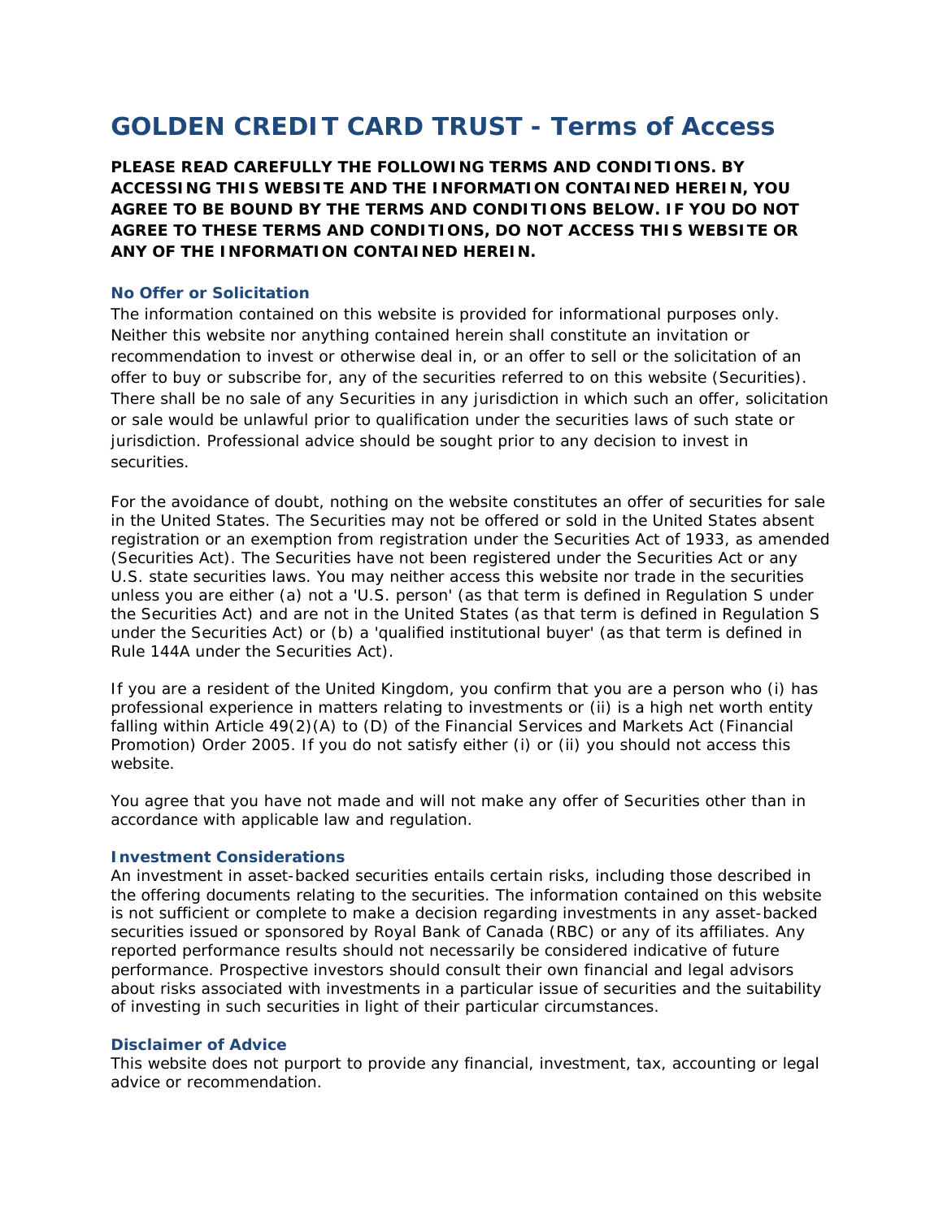# GOLDEN CREDIT CARD TRUST - Terms of Access

**PLEASE READ CAREFULLY THE FOLLOWING TERMS AND CONDITIONS. BY ACCESSING THIS WEBSITE AND THE INFORMATION CONTAINED HEREIN, YOU AGREE TO BE BOUND BY THE TERMS AND CONDITIONS BELOW. IF YOU DO NOT AGREE TO THESE TERMS AND CONDITIONS, DO NOT ACCESS THIS WEBSITE OR ANY OF THE INFORMATION CONTAINED HEREIN.**

### No Offer or Solicitation

The information contained on this website is provided for informational purposes only. Neither this website nor anything contained herein shall constitute an invitation or recommendation to invest or otherwise deal in, or an offer to sell or the solicitation of an offer to buy or subscribe for, any of the securities referred to on this website (Securities). There shall be no sale of any Securities in any jurisdiction in which such an offer, solicitation or sale would be unlawful prior to qualification under the securities laws of such state or jurisdiction. Professional advice should be sought prior to any decision to invest in securities.

For the avoidance of doubt, nothing on the website constitutes an offer of securities for sale in the United States. The Securities may not be offered or sold in the United States absent registration or an exemption from registration under the Securities Act of 1933, as amended (Securities Act). The Securities have not been registered under the Securities Act or any U.S. state securities laws. You may neither access this website nor trade in the securities unless you are either (a) not a 'U.S. person' (as that term is defined in Regulation S under the Securities Act) and are not in the United States (as that term is defined in Regulation S under the Securities Act) or (b) a 'qualified institutional buyer' (as that term is defined in Rule 144A under the Securities Act).

If you are a resident of the United Kingdom, you confirm that you are a person who (i) has professional experience in matters relating to investments or (ii) is a high net worth entity falling within Article 49(2)(A) to (D) of the Financial Services and Markets Act (Financial Promotion) Order 2005. If you do not satisfy either (i) or (ii) you should not access this website.

You agree that you have not made and will not make any offer of Securities other than in accordance with applicable law and regulation.

### Investment Considerations

An investment in asset-backed securities entails certain risks, including those described in the offering documents relating to the securities. The information contained on this website is not sufficient or complete to make a decision regarding investments in any asset-backed securities issued or sponsored by Royal Bank of Canada (RBC) or any of its affiliates. Any reported performance results should not necessarily be considered indicative of future performance. Prospective investors should consult their own financial and legal advisors about risks associated with investments in a particular issue of securities and the suitability of investing in such securities in light of their particular circumstances.

### Disclaimer of Advice

This website does not purport to provide any financial, investment, tax, accounting or legal advice or recommendation.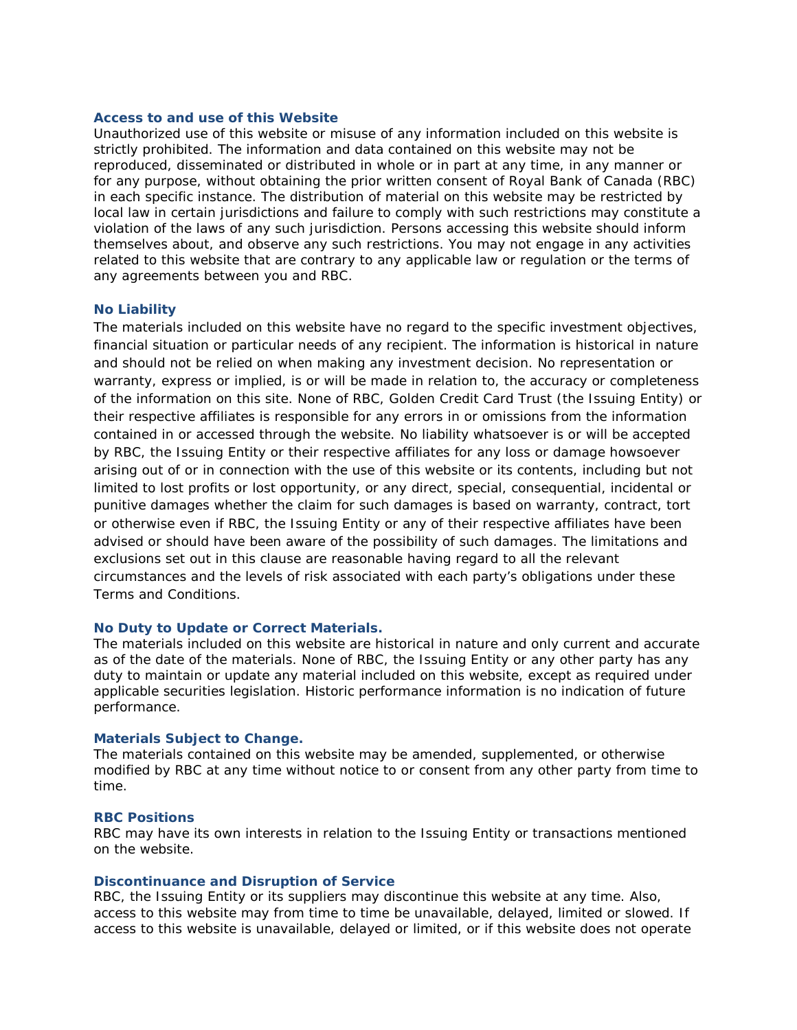**Access to and use of this Website**

Unauthorized use of this website or misuse of any information included on this website is strictly prohibited. The information and data contained on this website may not be reproduced, disseminated or distributed in whole or in part at any time, in any manner or for any purpose, without obtaining the prior written consent of Royal Bank of Canada (RBC) in each specific instance. The distribution of material on this website may be restricted by local law in certain jurisdictions and failure to comply with such restrictions may constitute a violation of the laws of any such jurisdiction. Persons accessing this website should inform themselves about, and observe any such restrictions. You may not engage in any activities related to this website that are contrary to any applicable law or regulation or the terms of any agreements between you and RBC.

**No Liability**

The materials included on this website have no regard to the specific investment objectives, financial situation or particular needs of any recipient. The information is historical in nature and should not be relied on when making any investment decision. No representation or warranty, express or implied, is or will be made in relation to, the accuracy or completeness of the information on this site. None of RBC, Golden Credit Card Trust (the Issuing Entity) or their respective affiliates is responsible for any errors in or omissions from the information contained in or accessed through the website. No liability whatsoever is or will be accepted by RBC, the Issuing Entity or their respective affiliates for any loss or damage howsoever arising out of or in connection with the use of this website or its contents, including but not limited to lost profits or lost opportunity, or any direct, special, consequential, incidental or punitive damages whether the claim for such damages is based on warranty, contract, tort or otherwise even if RBC, the Issuing Entity or any of their respective affiliates have been advised or should have been aware of the possibility of such damages. The limitations and exclusions set out in this clause are reasonable having regard to all the relevant circumstances and the levels of risk associated with each party's obligations under these Terms and Conditions.

**No Duty to Update or Correct Materials.**

The materials included on this website are historical in nature and only current and accurate as of the date of the materials. None of RBC, the Issuing Entity or any other party has any duty to maintain or update any material included on this website, except as required under applicable securities legislation. Historic performance information is no indication of future performance.

**Materials Subject to Change.**

The materials contained on this website may be amended, supplemented, or otherwise modified by RBC at any time without notice to or consent from any other party from time to time.

**RBC Positions**

RBC may have its own interests in relation to the Issuing Entity or transactions mentioned on the website.

**Discontinuance and Disruption of Service**

RBC, the Issuing Entity or its suppliers may discontinue this website at any time. Also, access to this website may from time to time be unavailable, delayed, limited or slowed. If access to this website is unavailable, delayed or limited, or if this website does not operate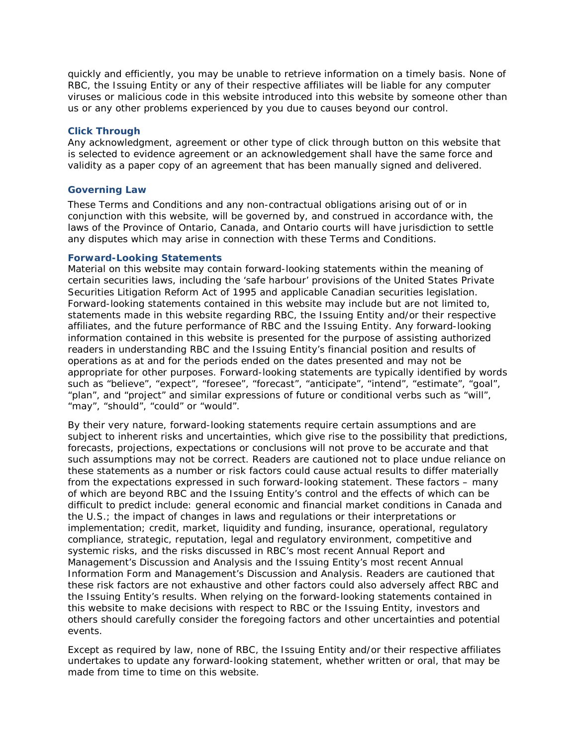quickly and efficiently, you may be unable to retrieve information on a timely basis. None of RBC, the Issuing Entity or any of their respective affiliates will be liable for any computer viruses or malicious code in this website introduced into this website by someone other than us or any other problems experienced by you due to causes beyond our control.

### Click Through

Any acknowledgment, agreement or other type of click through button on this website that is selected to evidence agreement or an acknowledgement shall have the same force and validity as a paper copy of an agreement that has been manually signed and delivered.

### Governing Law

These Terms and Conditions and any non-contractual obligations arising out of or in conjunction with this website, will be governed by, and construed in accordance with, the laws of the Province of Ontario, Canada, and Ontario courts will have jurisdiction to settle any disputes which may arise in connection with these Terms and Conditions.

### Forward-Looking Statements

Material on this website may contain forward-looking statements within the meaning of certain securities laws, including the 'safe harbour' provisions of the United States Private Securities Litigation Reform Act of 1995 and applicable Canadian securities legislation. Forward-looking statements contained in this website may include but are not limited to, statements made in this website regarding RBC, the Issuing Entity and/or their respective affiliates, and the future performance of RBC and the Issuing Entity. Any forward-looking information contained in this website is presented for the purpose of assisting authorized readers in understanding RBC and the Issuing Entity's financial position and results of operations as at and for the periods ended on the dates presented and may not be appropriate for other purposes. Forward-looking statements are typically identified by words such as "believe", "expect", "foresee", "forecast", "anticipate", "intend", "estimate", "goal", "plan", and "project" and similar expressions of future or conditional verbs such as "will", "may", "should", "could" or "would".

By their very nature, forward-looking statements require certain assumptions and are subject to inherent risks and uncertainties, which give rise to the possibility that predictions, forecasts, projections, expectations or conclusions will not prove to be accurate and that such assumptions may not be correct. Readers are cautioned not to place undue reliance on these statements as a number or risk factors could cause actual results to differ materially from the expectations expressed in such forward-looking statement. These factors – many of which are beyond RBC and the Issuing Entity's control and the effects of which can be difficult to predict include: general economic and financial market conditions in Canada and the U.S.; the impact of changes in laws and regulations or their interpretations or implementation; credit, market, liquidity and funding, insurance, operational, regulatory compliance, strategic, reputation, legal and regulatory environment, competitive and systemic risks, and the risks discussed in RBC's most recent Annual Report and Management's Discussion and Analysis and the Issuing Entity's most recent Annual Information Form and Management's Discussion and Analysis. Readers are cautioned that these risk factors are not exhaustive and other factors could also adversely affect RBC and the Issuing Entity's results. When relying on the forward-looking statements contained in this website to make decisions with respect to RBC or the Issuing Entity, investors and others should carefully consider the foregoing factors and other uncertainties and potential events.

Except as required by law, none of RBC, the Issuing Entity and/or their respective affiliates undertakes to update any forward-looking statement, whether written or oral, that may be made from time to time on this website.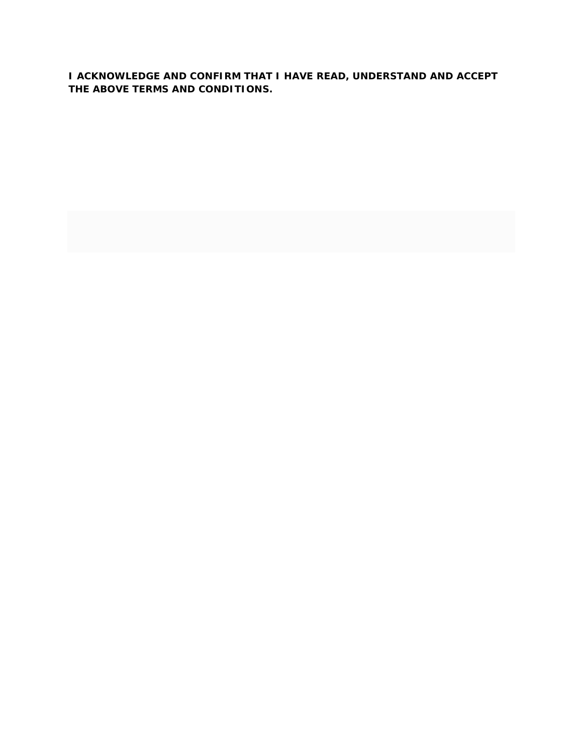**I ACKNOWLEDGE AND CONFIRM THAT I HAVE READ, UNDERSTAND AND ACCEPT THE ABOVE TERMS AND CONDITIONS.**